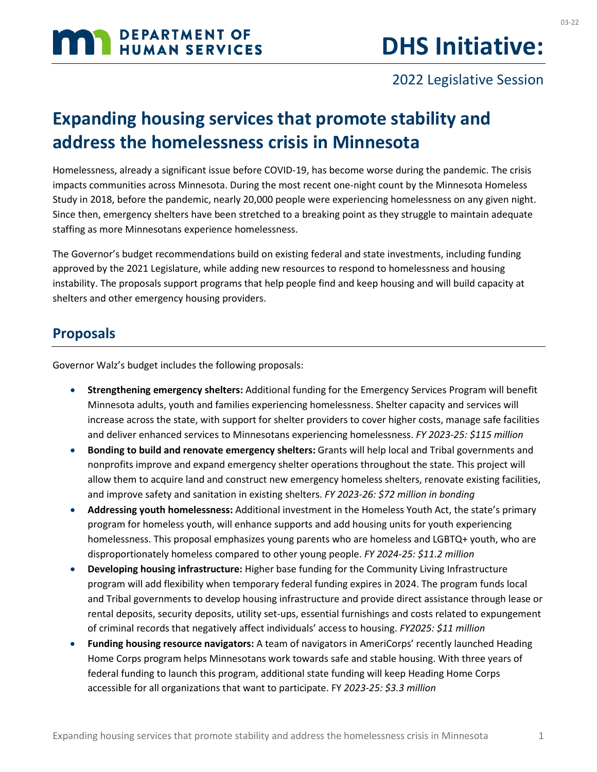# DHS Initiative:

2022 Legislative Session

## Expanding housing services that promote stability and address the homelessness crisis in Minnesota

Homelessness, already a significant issue before COVID-19, has become worse during the pandemic. The crisis impacts communities across Minnesota. During the most recent one-night count by the Minnesota Homeless Study in 2018, before the pandemic, nearly 20,000 people were experiencing homelessness on any given night. Since then, emergency shelters have been stretched to a breaking point as they struggle to maintain adequate staffing as more Minnesotans experience homelessness.

The Governor's budget recommendations build on existing federal and state investments, including funding approved by the 2021 Legislature, while adding new resources to respond to homelessness and housing instability. The proposals support programs that help people find and keep housing and will build capacity at shelters and other emergency housing providers.

## Proposals

Governor Walz's budget includes the following proposals:

- **Strengthening emergency shelters:** Additional funding for the Emergency Services Program will benefit Minnesota adults, youth and families experiencing homelessness. Shelter capacity and services will increase across the state, with support for shelter providers to cover higher costs, manage safe facilities and deliver enhanced services to Minnesotans experiencing homelessness. *FY 2023-25: $115 million*
- **Bonding to build and renovate emergency shelters:** Grants will help local and Tribal governments and nonprofits improve and expand emergency shelter operations throughout the state. This project will allow them to acquire land and construct new emergency homeless shelters, renovate existing facilities, and improve safety and sanitation in existing shelters. *FY 2023-26: $72 million in bonding*
- **Addressing youth homelessness:** Additional investment in the Homeless Youth Act, the state's primary program for homeless youth, will enhance supports and add housing units for youth experiencing homelessness. This proposal emphasizes young parents who are homeless and LGBTQ+ youth, who are disproportionately homeless compared to other young people. *FY 2024-25: $11.2 million*
- **Developing housing infrastructure:** Higher base funding for the Community Living Infrastructure program will add flexibility when temporary federal funding expires in 2024. The program funds local and Tribal governments to develop housing infrastructure and provide direct assistance through lease or rental deposits, security deposits, utility set-ups, essential furnishings and costs related to expungement of criminal records that negatively affect individuals' access to housing. *FY2025: $11 million*
- **Funding housing resource navigators:** A team of navigators in AmeriCorps' recently launched Heading Home Corps program helps Minnesotans work towards safe and stable housing. With three years of federal funding to launch this program, additional state funding will keep Heading Home Corps accessible for all organizations that want to participate. FY *2023-25: $3.3 million*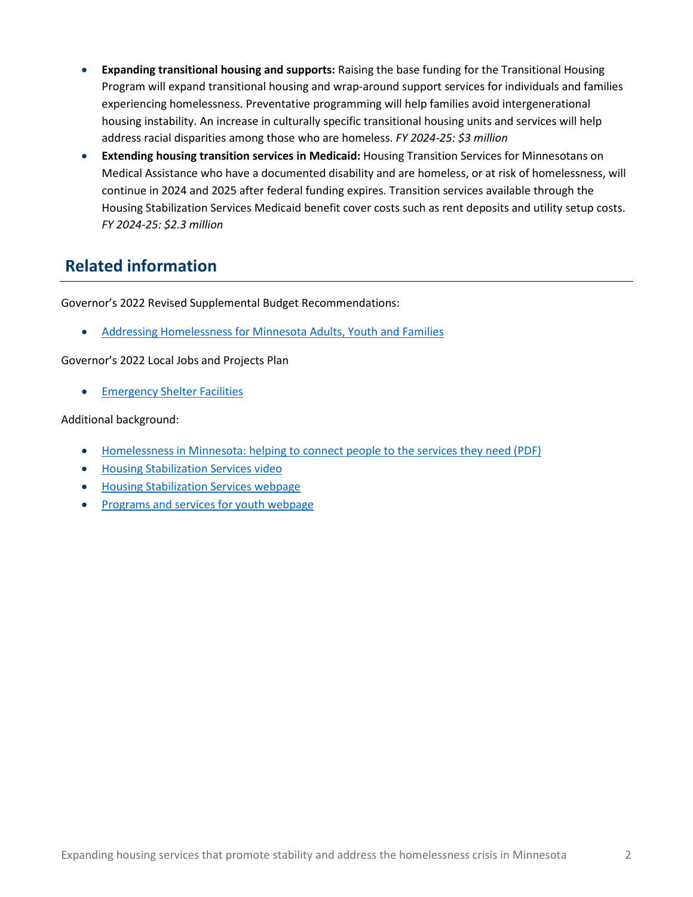- **Expanding transitional housing and supports:** Raising the base funding for the Transitional Housing Program will expand transitional housing and wrap-around support services for individuals and families experiencing homelessness. Preventative programming will help families avoid intergenerational housing instability. An increase in culturally specific transitional housing units and services will help address racial disparities among those who are homeless. *FY 2024-25: $3 million*
- **Extending housing transition services in Medicaid:** Housing Transition Services for Minnesotans on Medical Assistance who have a documented disability and are homeless, or at risk of homelessness, will continue in 2024 and 2025 after federal funding expires. Transition services available through the Housing Stabilization Services Medicaid benefit cover costs such as rent deposits and utility setup costs. *FY 2024-25: $2.3 million*

## Related information

Governor's 2022 Revised Supplemental Budget Recommendations:

- Addressing Homelessness for Minnesota Adults, Youth and Families

Governor's 2022 Local Jobs and Projects Plan

- Emergency Shelter Facilities

Additional background:

- Homelessness in Minnesota: helping to connect people to the services they need (PDF)
- Housing Stabilization Services video
- Housing Stabilization Services webpage
- Programs and services for youth webpage